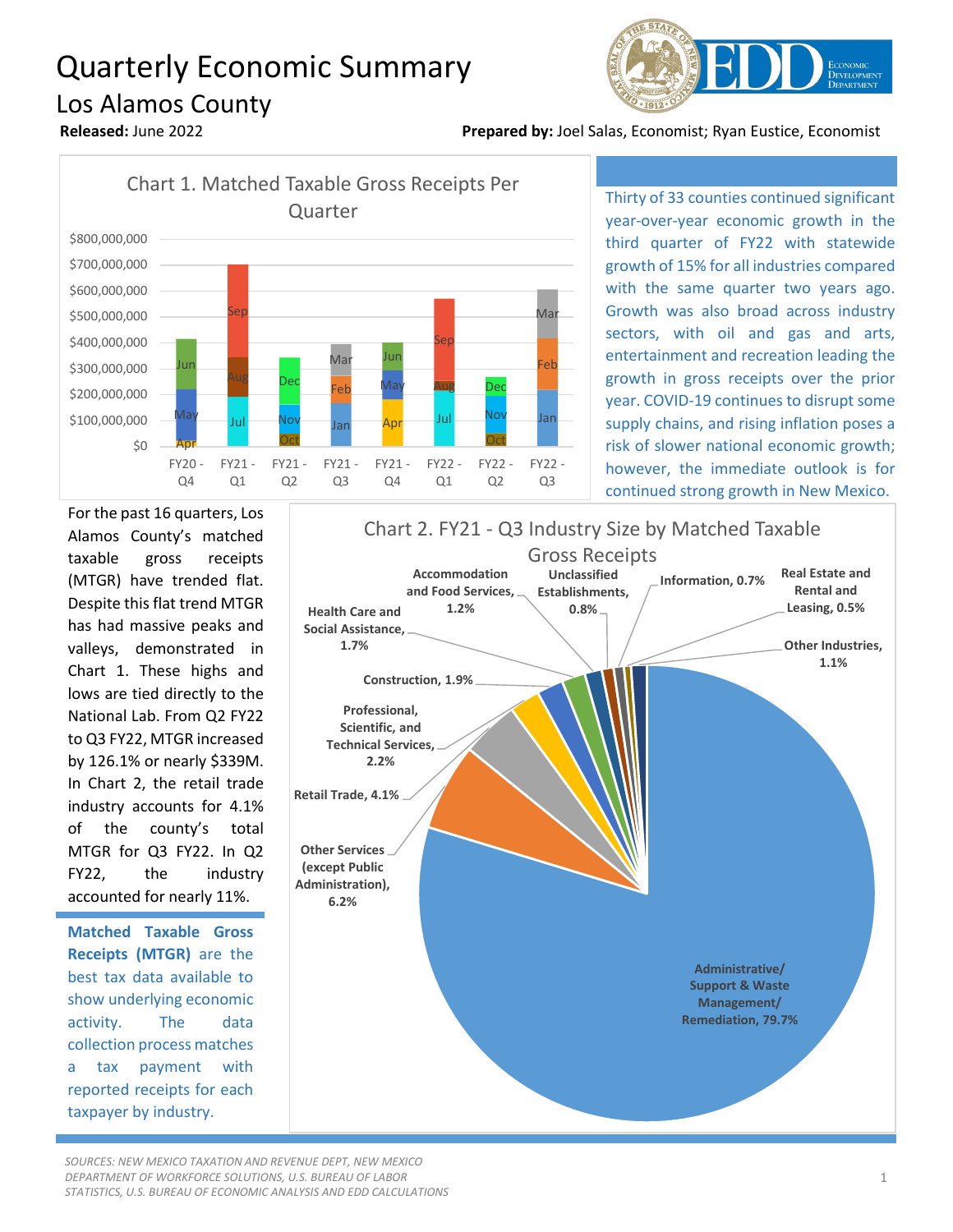# Quarterly Economic Summary

## Los Alamos County

**Released:** June 2022

**Prepared by:** Joel Salas, Economist; Ryan Eustice, Economist

Chart 1. Matched Taxable Gross Receipts Per Quarter

Thirty of 33 counties continued significant year-over-year economic growth in the third quarter of FY22 with statewide growth of 15% for all industries compared with the same quarter two years ago. Growth was also broad across industry sectors, with oil and gas and arts, entertainment and recreation leading the growth in gross receipts over the prior year. COVID-19 continues to disrupt some supply chains, and rising inflation poses a risk of slower national economic growth; however, the immediate outlook is for continued strong growth in New Mexico.

For the past 16 quarters, Los Alamos County's matched taxable gross receipts (MTGR) have trended flat. Despite this flat trend MTGR has had massive peaks and valleys, demonstrated in Chart 1. These highs and lows are tied directly to the National Lab. From Q2 FY22 to Q3 FY22, MTGR increased by 126.1% or nearly $339M. In Chart 2, the retail trade industry accounts for 4.1% of the county's total MTGR for Q3 FY22. In Q2 FY22, the industry accounted for nearly 11%.

**Matched Taxable Gross Receipts (MTGR)** are the best tax data available to show underlying economic activity. The data collection process matches a tax payment with reported receipts for each taxpayer by industry.

Chart 2. FY21 - Q3 Industry Size by Matched Taxable Gross Receipts

| Industry | Share |
|---|---|
| Administrative/ Support & Waste Management/ Remediation | 79.7% |
| Other Services (except Public Administration) | 6.2% |
| Retail Trade | 4.1% |
| Professional, Scientific, and Technical Services | 2.2% |
| Construction | 1.9% |
| Health Care and Social Assistance | 1.7% |
| Accommodation and Food Services | 1.2% |
| Unclassified Establishments | 0.8% |
| Information | 0.7% |
| Real Estate and Rental and Leasing | 0.5% |
| Other Industries | 1.1% |

*SOURCES: NEW MEXICO TAXATION AND REVENUE DEPT, NEW MEXICO DEPARTMENT OF WORKFORCE SOLUTIONS, U.S. BUREAU OF LABOR STATISTICS, U.S. BUREAU OF ECONOMIC ANALYSIS AND EDD CALCULATIONS*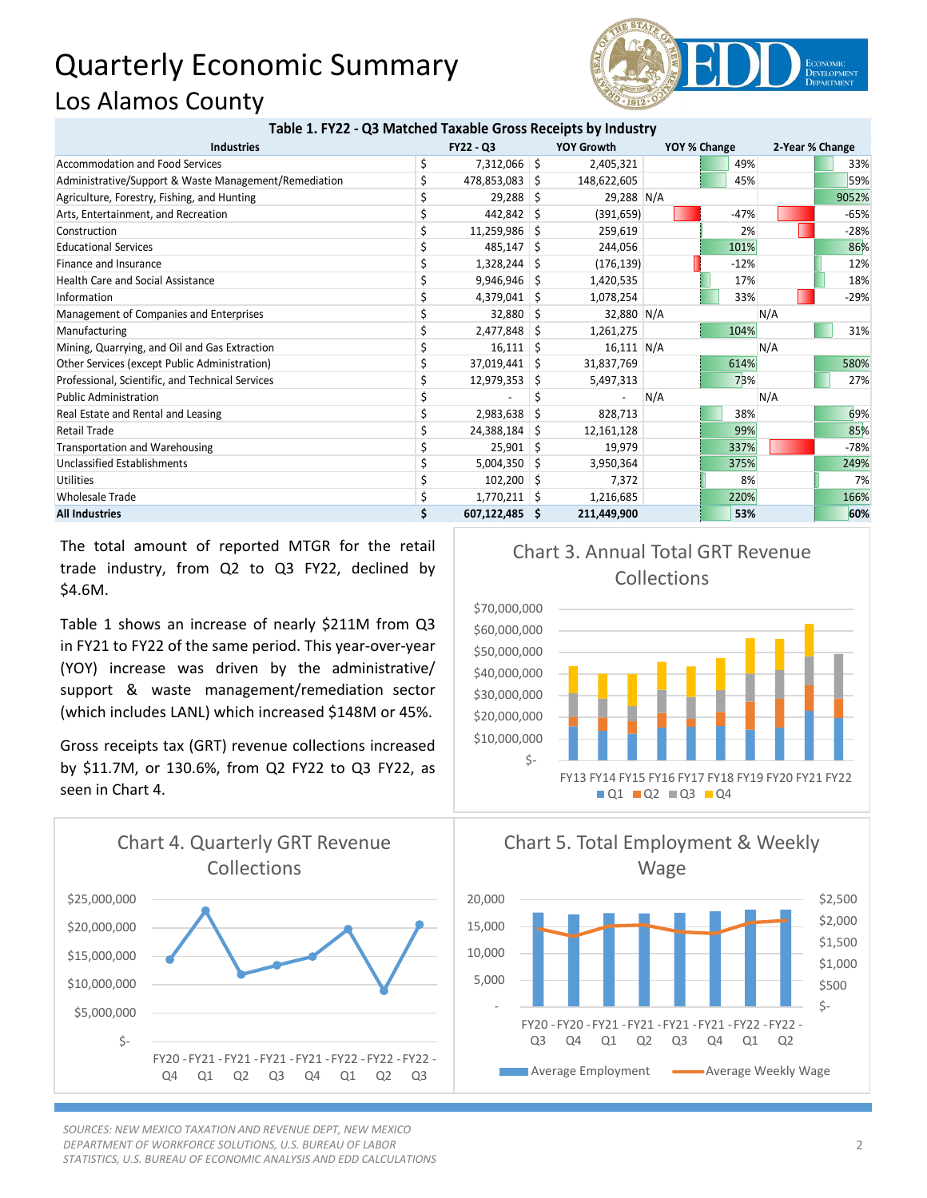# Quarterly Economic Summary

## Los Alamos County

**Table 1. FY22 - Q3 Matched Taxable Gross Receipts by Industry**

| Industries | FY22 - Q3 | YOY Growth | YOY % Change | 2-Year % Change |
|---|---|---|---|---|
| Accommodation and Food Services | $ 7,312,066 | $ 2,405,321 | 49% | 33% |
| Administrative/Support & Waste Management/Remediation | $ 478,853,083 | $ 148,622,605 | 45% | 59% |
| Agriculture, Forestry, Fishing, and Hunting | $ 29,288 | $ 29,288 | N/A | 9052% |
| Arts, Entertainment, and Recreation | $ 442,842 | $ (391,659) | -47% | -65% |
| Construction | $ 11,259,986 | $ 259,619 | 2% | -28% |
| Educational Services | $ 485,147 | $ 244,056 | 101% | 86% |
| Finance and Insurance | $ 1,328,244 | $ (176,139) | -12% | 12% |
| Health Care and Social Assistance | $ 9,946,946 | $ 1,420,535 | 17% | 18% |
| Information | $ 4,379,041 | $ 1,078,254 | 33% | -29% |
| Management of Companies and Enterprises | $ 32,880 | $ 32,880 | N/A | N/A |
| Manufacturing | $ 2,477,848 | $ 1,261,275 | 104% | 31% |
| Mining, Quarrying, and Oil and Gas Extraction | $ 16,111 | $ 16,111 | N/A | N/A |
| Other Services (except Public Administration) | $ 37,019,441 | $ 31,837,769 | 614% | 580% |
| Professional, Scientific, and Technical Services | $ 12,979,353 | $ 5,497,313 | 73% | 27% |
| Public Administration | $ - | $ - | N/A | N/A |
| Real Estate and Rental and Leasing | $ 2,983,638 | $ 828,713 | 38% | 69% |
| Retail Trade | $ 24,388,184 | $ 12,161,128 | 99% | 85% |
| Transportation and Warehousing | $ 25,901 | $ 19,979 | 337% | -78% |
| Unclassified Establishments | $ 5,004,350 | $ 3,950,364 | 375% | 249% |
| Utilities | $ 102,200 | $ 7,372 | 8% | 7% |
| Wholesale Trade | $ 1,770,211 | $ 1,216,685 | 220% | 166% |
| **All Industries** | **$ 607,122,485** | **$ 211,449,900** | **53%** | **60%** |

The total amount of reported MTGR for the retail trade industry, from Q2 to Q3 FY22, declined by $4.6M.

Table 1 shows an increase of nearly $211M from Q3 in FY21 to FY22 of the same period. This year-over-year (YOY) increase was driven by the administrative/ support & waste management/remediation sector (which includes LANL) which increased $148M or 45%.

Gross receipts tax (GRT) revenue collections increased by $11.7M, or 130.6%, from Q2 FY22 to Q3 FY22, as seen in Chart 4.

Chart 3. Annual Total GRT Revenue Collections

Chart 4. Quarterly GRT Revenue Collections

Chart 5. Total Employment & Weekly Wage

*SOURCES: NEW MEXICO TAXATION AND REVENUE DEPT, NEW MEXICO DEPARTMENT OF WORKFORCE SOLUTIONS, U.S. BUREAU OF LABOR STATISTICS, U.S. BUREAU OF ECONOMIC ANALYSIS AND EDD CALCULATIONS*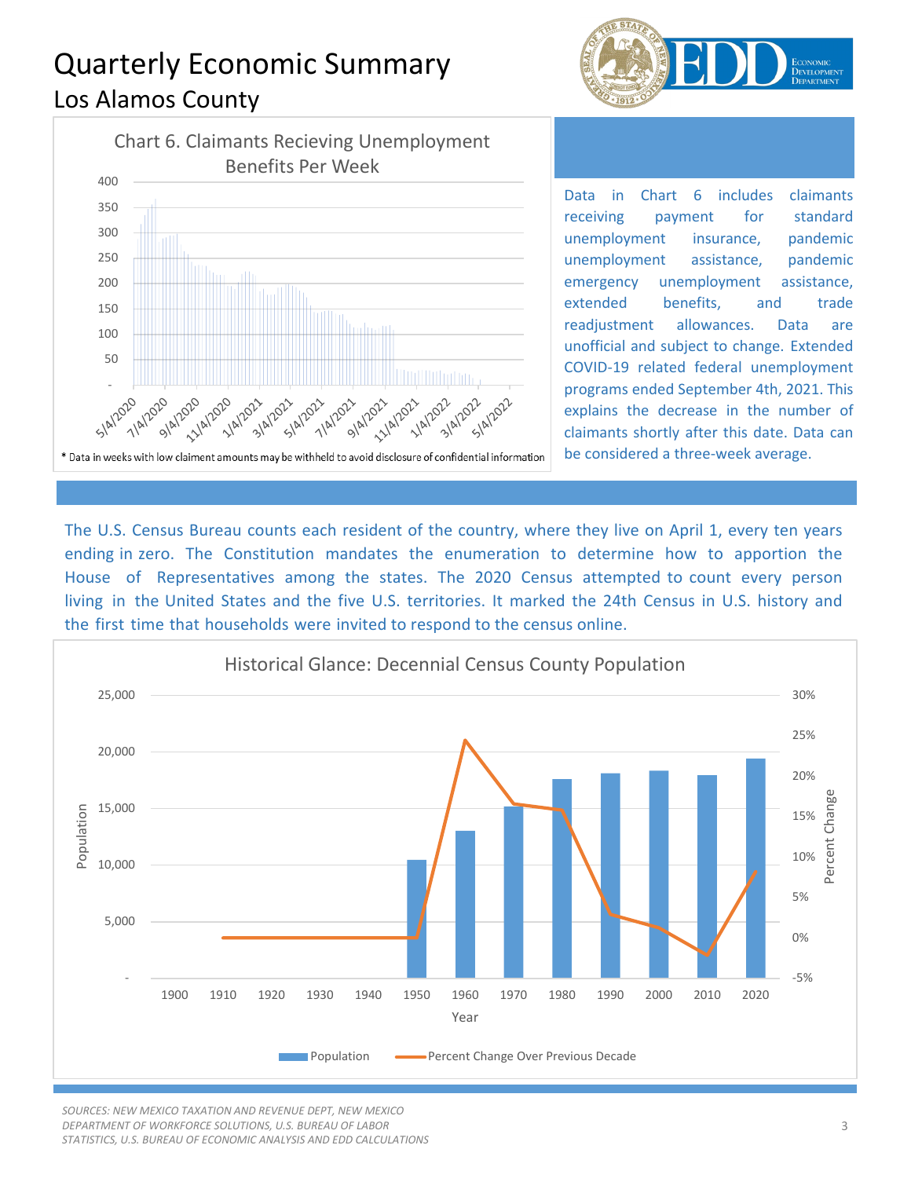# Quarterly Economic Summary

## Los Alamos County

Chart 6. Claimants Recieving Unemployment Benefits Per Week

400
350
300
250
200
150
100
50
-

5/4/2020
7/4/2020
9/4/2020
11/4/2020
1/4/2021
3/4/2021
5/4/2021
7/4/2021
9/4/2021
11/4/2021
1/4/2022
3/4/2022
5/4/2022

* Data in weeks with low claiment amounts may be withheld to avoid disclosure of confidential information

Data in Chart 6 includes claimants receiving payment for standard unemployment insurance, pandemic unemployment assistance, pandemic emergency unemployment assistance, extended benefits, and trade readjustment allowances. Data are unofficial and subject to change. Extended COVID-19 related federal unemployment programs ended September 4th, 2021. This explains the decrease in the number of claimants shortly after this date. Data can be considered a three-week average.

The U.S. Census Bureau counts each resident of the country, where they live on April 1, every ten years ending in zero. The Constitution mandates the enumeration to determine how to apportion the House of Representatives among the states. The 2020 Census attempted to count every person living in the United States and the five U.S. territories. It marked the 24th Census in U.S. history and the first time that households were invited to respond to the census online.

Historical Glance: Decennial Census County Population

Population
25,000
20,000
15,000
10,000
5,000
-

Percent Change
30%
25%
20%
15%
10%
5%
0%
-5%

Year
1900 1910 1920 1930 1940 1950 1960 1970 1980 1990 2000 2010 2020

Population | Percent Change Over Previous Decade

*SOURCES: NEW MEXICO TAXATION AND REVENUE DEPT, NEW MEXICO DEPARTMENT OF WORKFORCE SOLUTIONS, U.S. BUREAU OF LABOR STATISTICS, U.S. BUREAU OF ECONOMIC ANALYSIS AND EDD CALCULATIONS*